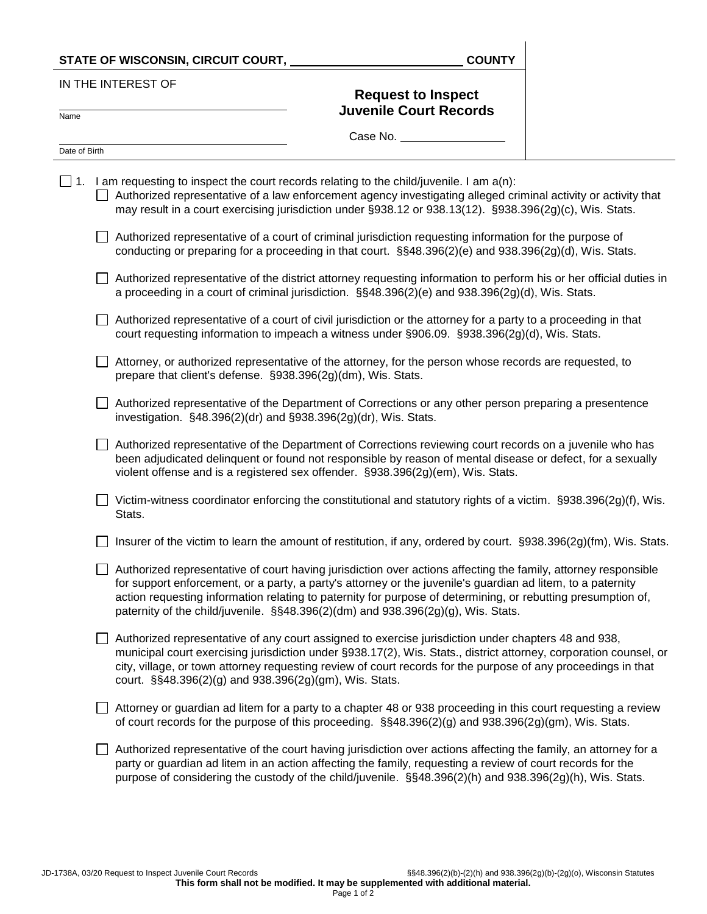**STATE OF WISCONSIN, CIRCUIT COURT, ______________________ COUNTY**

IN THE INTEREST OF

______________________________
Name

______________________________
Date of Birth

## Request to Inspect Juvenile Court Records

Case No. ______________

☐ 1. I am requesting to inspect the court records relating to the child/juvenile. I am a(n):

- ☐ Authorized representative of a law enforcement agency investigating alleged criminal activity or activity that may result in a court exercising jurisdiction under §938.12 or 938.13(12). §938.396(2g)(c), Wis. Stats.

- ☐ Authorized representative of a court of criminal jurisdiction requesting information for the purpose of conducting or preparing for a proceeding in that court. §§48.396(2)(e) and 938.396(2g)(d), Wis. Stats.

- ☐ Authorized representative of the district attorney requesting information to perform his or her official duties in a proceeding in a court of criminal jurisdiction. §§48.396(2)(e) and 938.396(2g)(d), Wis. Stats.

- ☐ Authorized representative of a court of civil jurisdiction or the attorney for a party to a proceeding in that court requesting information to impeach a witness under §906.09. §938.396(2g)(d), Wis. Stats.

- ☐ Attorney, or authorized representative of the attorney, for the person whose records are requested, to prepare that client's defense. §938.396(2g)(dm), Wis. Stats.

- ☐ Authorized representative of the Department of Corrections or any other person preparing a presentence investigation. §48.396(2)(dr) and §938.396(2g)(dr), Wis. Stats.

- ☐ Authorized representative of the Department of Corrections reviewing court records on a juvenile who has been adjudicated delinquent or found not responsible by reason of mental disease or defect, for a sexually violent offense and is a registered sex offender. §938.396(2g)(em), Wis. Stats.

- ☐ Victim-witness coordinator enforcing the constitutional and statutory rights of a victim. §938.396(2g)(f), Wis. Stats.

- ☐ Insurer of the victim to learn the amount of restitution, if any, ordered by court. §938.396(2g)(fm), Wis. Stats.

- ☐ Authorized representative of court having jurisdiction over actions affecting the family, attorney responsible for support enforcement, or a party, a party's attorney or the juvenile's guardian ad litem, to a paternity action requesting information relating to paternity for purpose of determining, or rebutting presumption of, paternity of the child/juvenile. §§48.396(2)(dm) and 938.396(2g)(g), Wis. Stats.

- ☐ Authorized representative of any court assigned to exercise jurisdiction under chapters 48 and 938, municipal court exercising jurisdiction under §938.17(2), Wis. Stats., district attorney, corporation counsel, or city, village, or town attorney requesting review of court records for the purpose of any proceedings in that court. §§48.396(2)(g) and 938.396(2g)(gm), Wis. Stats.

- ☐ Attorney or guardian ad litem for a party to a chapter 48 or 938 proceeding in this court requesting a review of court records for the purpose of this proceeding. §§48.396(2)(g) and 938.396(2g)(gm), Wis. Stats.

- ☐ Authorized representative of the court having jurisdiction over actions affecting the family, an attorney for a party or guardian ad litem in an action affecting the family, requesting a review of court records for the purpose of considering the custody of the child/juvenile. §§48.396(2)(h) and 938.396(2g)(h), Wis. Stats.

JD-1738A, 03/20 Request to Inspect Juvenile Court Records — §§48.396(2)(b)-(2)(h) and 938.396(2g)(b)-(2g)(o), Wisconsin Statutes

**This form shall not be modified. It may be supplemented with additional material.**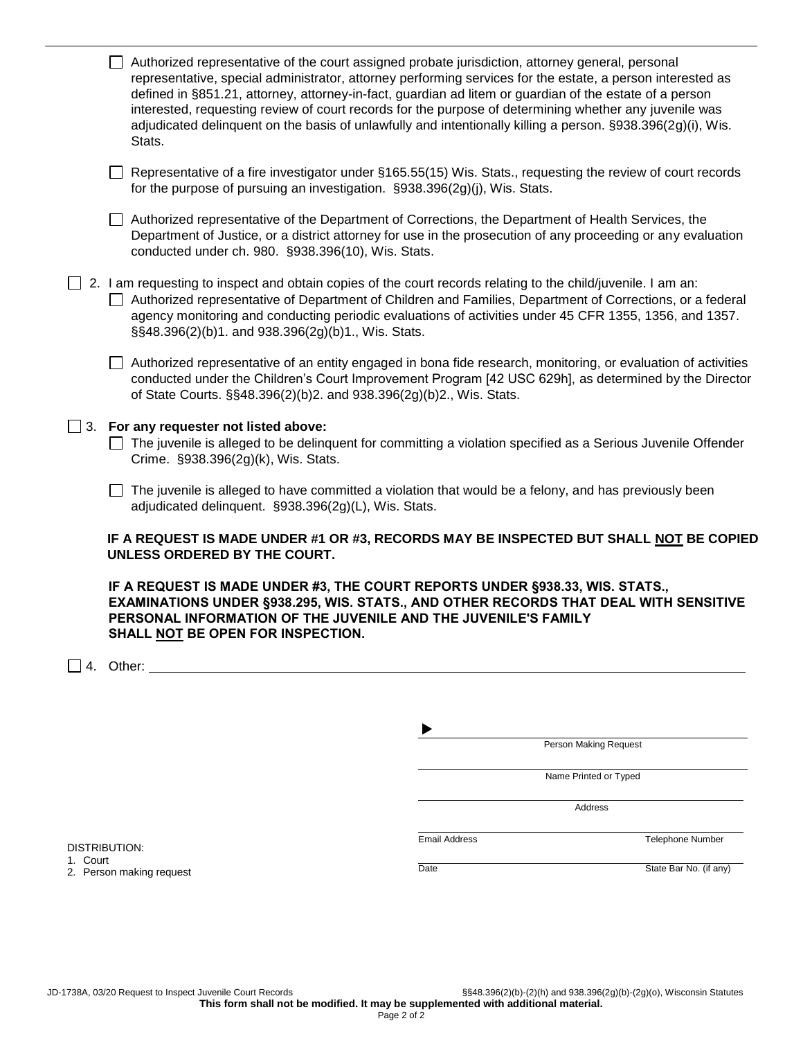- ☐ Authorized representative of the court assigned probate jurisdiction, attorney general, personal representative, special administrator, attorney performing services for the estate, a person interested as defined in §851.21, attorney, attorney-in-fact, guardian ad litem or guardian of the estate of a person interested, requesting review of court records for the purpose of determining whether any juvenile was adjudicated delinquent on the basis of unlawfully and intentionally killing a person. §938.396(2g)(i), Wis. Stats.

- ☐ Representative of a fire investigator under §165.55(15) Wis. Stats., requesting the review of court records for the purpose of pursuing an investigation. §938.396(2g)(j), Wis. Stats.

- ☐ Authorized representative of the Department of Corrections, the Department of Health Services, the Department of Justice, or a district attorney for use in the prosecution of any proceeding or any evaluation conducted under ch. 980. §938.396(10), Wis. Stats.

☐ 2. I am requesting to inspect and obtain copies of the court records relating to the child/juvenile. I am an:

- ☐ Authorized representative of Department of Children and Families, Department of Corrections, or a federal agency monitoring and conducting periodic evaluations of activities under 45 CFR 1355, 1356, and 1357. §§48.396(2)(b)1. and 938.396(2g)(b)1., Wis. Stats.

- ☐ Authorized representative of an entity engaged in bona fide research, monitoring, or evaluation of activities conducted under the Children's Court Improvement Program [42 USC 629h], as determined by the Director of State Courts. §§48.396(2)(b)2. and 938.396(2g)(b)2., Wis. Stats.

☐ 3. **For any requester not listed above:**

- ☐ The juvenile is alleged to be delinquent for committing a violation specified as a Serious Juvenile Offender Crime. §938.396(2g)(k), Wis. Stats.

- ☐ The juvenile is alleged to have committed a violation that would be a felony, and has previously been adjudicated delinquent. §938.396(2g)(L), Wis. Stats.

**IF A REQUEST IS MADE UNDER #1 OR #3, RECORDS MAY BE INSPECTED BUT SHALL NOT BE COPIED UNLESS ORDERED BY THE COURT.**

**IF A REQUEST IS MADE UNDER #3, THE COURT REPORTS UNDER §938.33, WIS. STATS., EXAMINATIONS UNDER §938.295, WIS. STATS., AND OTHER RECORDS THAT DEAL WITH SENSITIVE PERSONAL INFORMATION OF THE JUVENILE AND THE JUVENILE'S FAMILY SHALL NOT BE OPEN FOR INSPECTION.**

☐ 4. Other: ______________________________

▶ ______________________________
Person Making Request

______________________________
Name Printed or Typed

______________________________
Address

______________________________
Email Address | Telephone Number

______________________________
Date | State Bar No. (if any)

DISTRIBUTION:
1. Court
2. Person making request

JD-1738A, 03/20 Request to Inspect Juvenile Court Records §§48.396(2)(b)-(2)(h) and 938.396(2g)(b)-(2g)(o), Wisconsin Statutes

**This form shall not be modified. It may be supplemented with additional material.**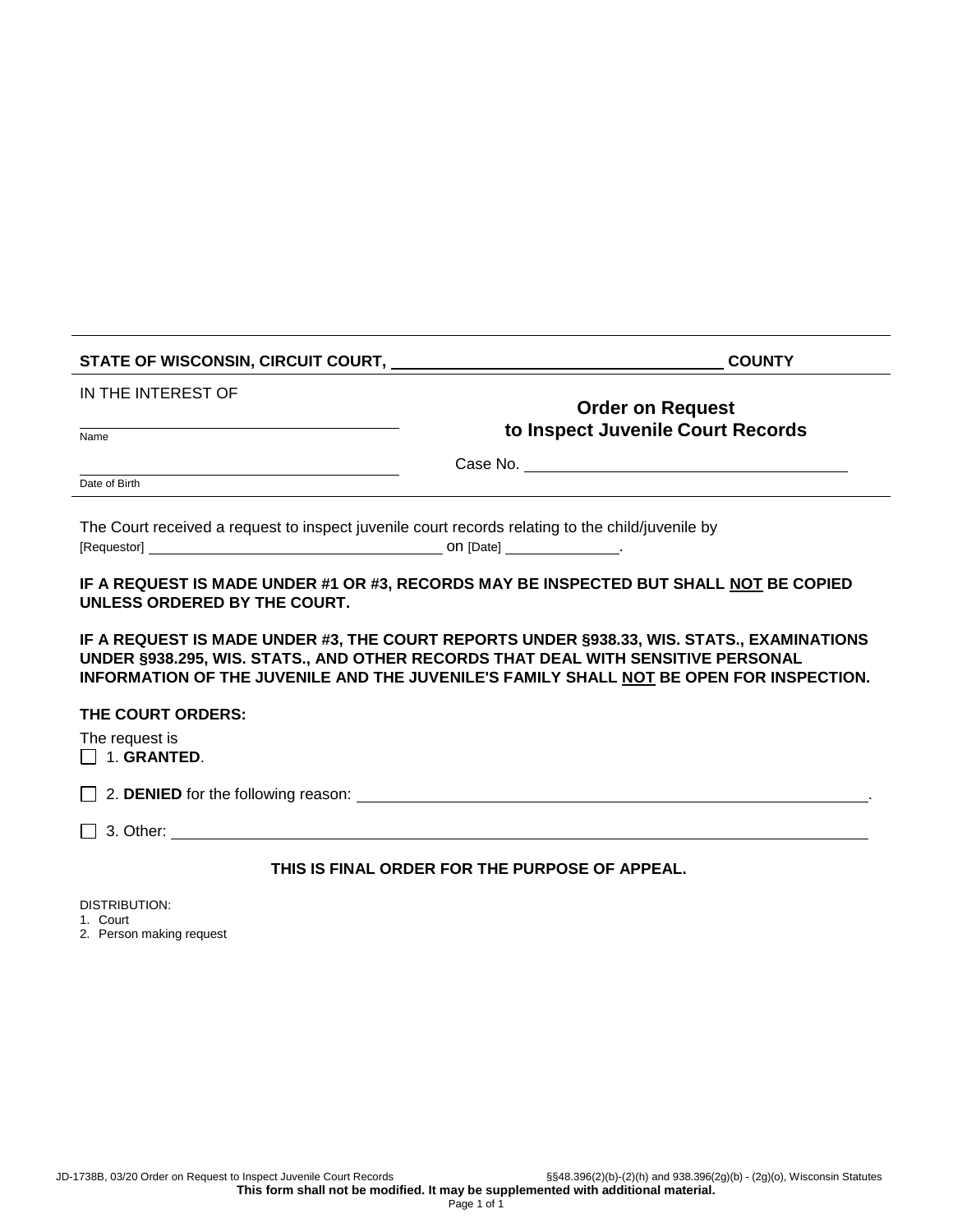**STATE OF WISCONSIN, CIRCUIT COURT, ______________________________ COUNTY**

IN THE INTEREST OF

______________________________
Name

______________________________
Date of Birth

## Order on Request to Inspect Juvenile Court Records

Case No. ______________________________

The Court received a request to inspect juvenile court records relating to the child/juvenile by [Requestor] ______________________________ on [Date] ______________.

**IF A REQUEST IS MADE UNDER #1 OR #3, RECORDS MAY BE INSPECTED BUT SHALL NOT BE COPIED UNLESS ORDERED BY THE COURT.**

**IF A REQUEST IS MADE UNDER #3, THE COURT REPORTS UNDER §938.33, WIS. STATS., EXAMINATIONS UNDER §938.295, WIS. STATS., AND OTHER RECORDS THAT DEAL WITH SENSITIVE PERSONAL INFORMATION OF THE JUVENILE AND THE JUVENILE'S FAMILY SHALL NOT BE OPEN FOR INSPECTION.**

**THE COURT ORDERS:**

The request is

☐ 1. **GRANTED**.

☐ 2. **DENIED** for the following reason: ______________________________.

☐ 3. Other: ______________________________

**THIS IS FINAL ORDER FOR THE PURPOSE OF APPEAL.**

DISTRIBUTION:
1. Court
2. Person making request

JD-1738B, 03/20 Order on Request to Inspect Juvenile Court Records §§48.396(2)(b)-(2)(h) and 938.396(2g)(b) - (2g)(o), Wisconsin Statutes

**This form shall not be modified. It may be supplemented with additional material.**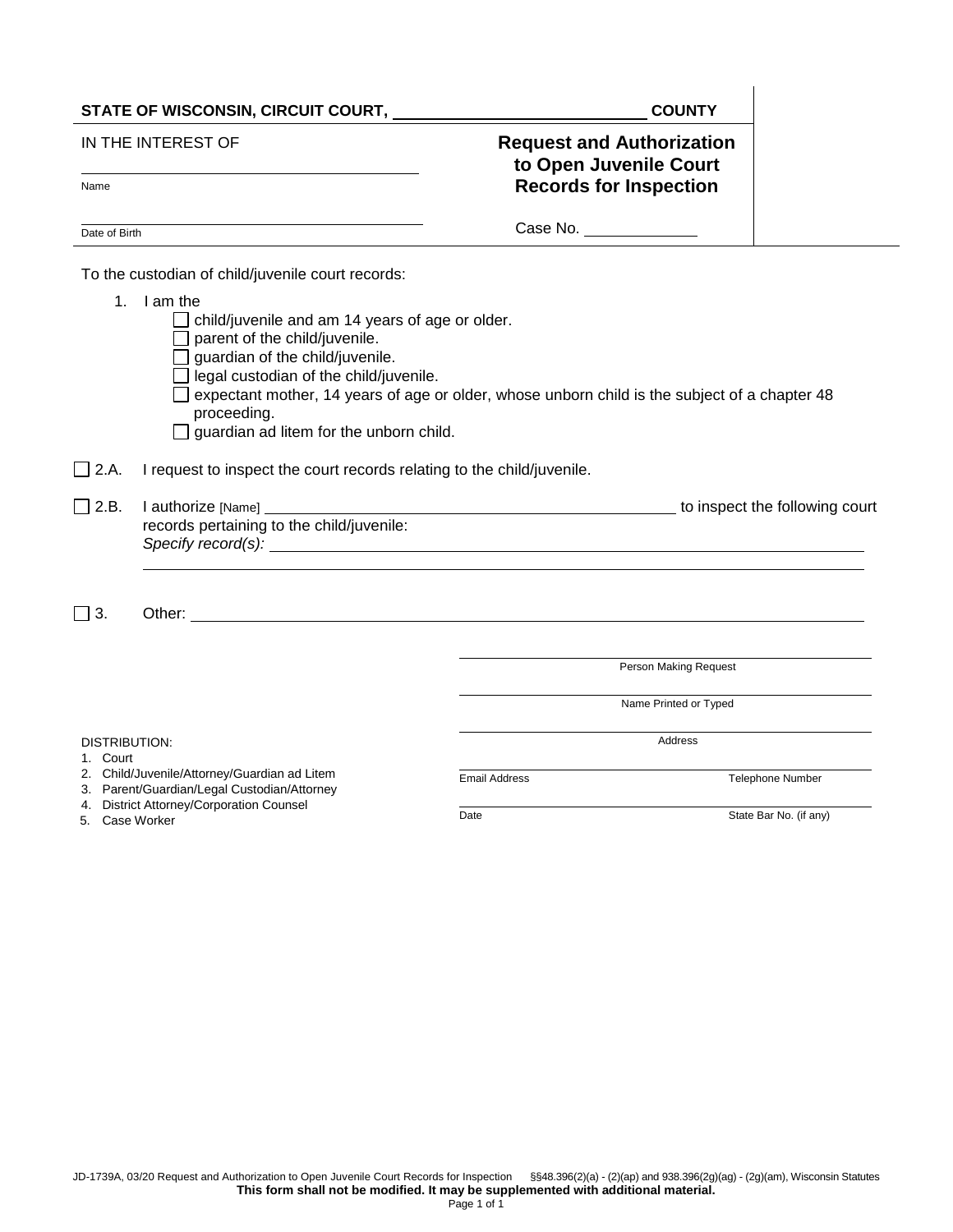**STATE OF WISCONSIN, CIRCUIT COURT, ______________________________ COUNTY**

IN THE INTEREST OF

______________________________
Name

______________________________
Date of Birth

## Request and Authorization to Open Juvenile Court Records for Inspection

Case No. ____________

To the custodian of child/juvenile court records:

1. I am the
   - ☐ child/juvenile and am 14 years of age or older.
   - ☐ parent of the child/juvenile.
   - ☐ guardian of the child/juvenile.
   - ☐ legal custodian of the child/juvenile.
   - ☐ expectant mother, 14 years of age or older, whose unborn child is the subject of a chapter 48 proceeding.
   - ☐ guardian ad litem for the unborn child.

☐ 2.A. I request to inspect the court records relating to the child/juvenile.

☐ 2.B. I authorize [Name] ______________________________ to inspect the following court records pertaining to the child/juvenile:
*Specify record(s):* ______________________________

______________________________

☐ 3. Other: ______________________________

______________________________
Person Making Request

______________________________
Name Printed or Typed

______________________________
Address

______________________________
Email Address | Telephone Number

______________________________
Date | State Bar No. (if any)

DISTRIBUTION:
1. Court
2. Child/Juvenile/Attorney/Guardian ad Litem
3. Parent/Guardian/Legal Custodian/Attorney
4. District Attorney/Corporation Counsel
5. Case Worker

JD-1739A, 03/20 Request and Authorization to Open Juvenile Court Records for Inspection §§48.396(2)(a) - (2)(ap) and 938.396(2g)(ag) - (2g)(am), Wisconsin Statutes

**This form shall not be modified. It may be supplemented with additional material.**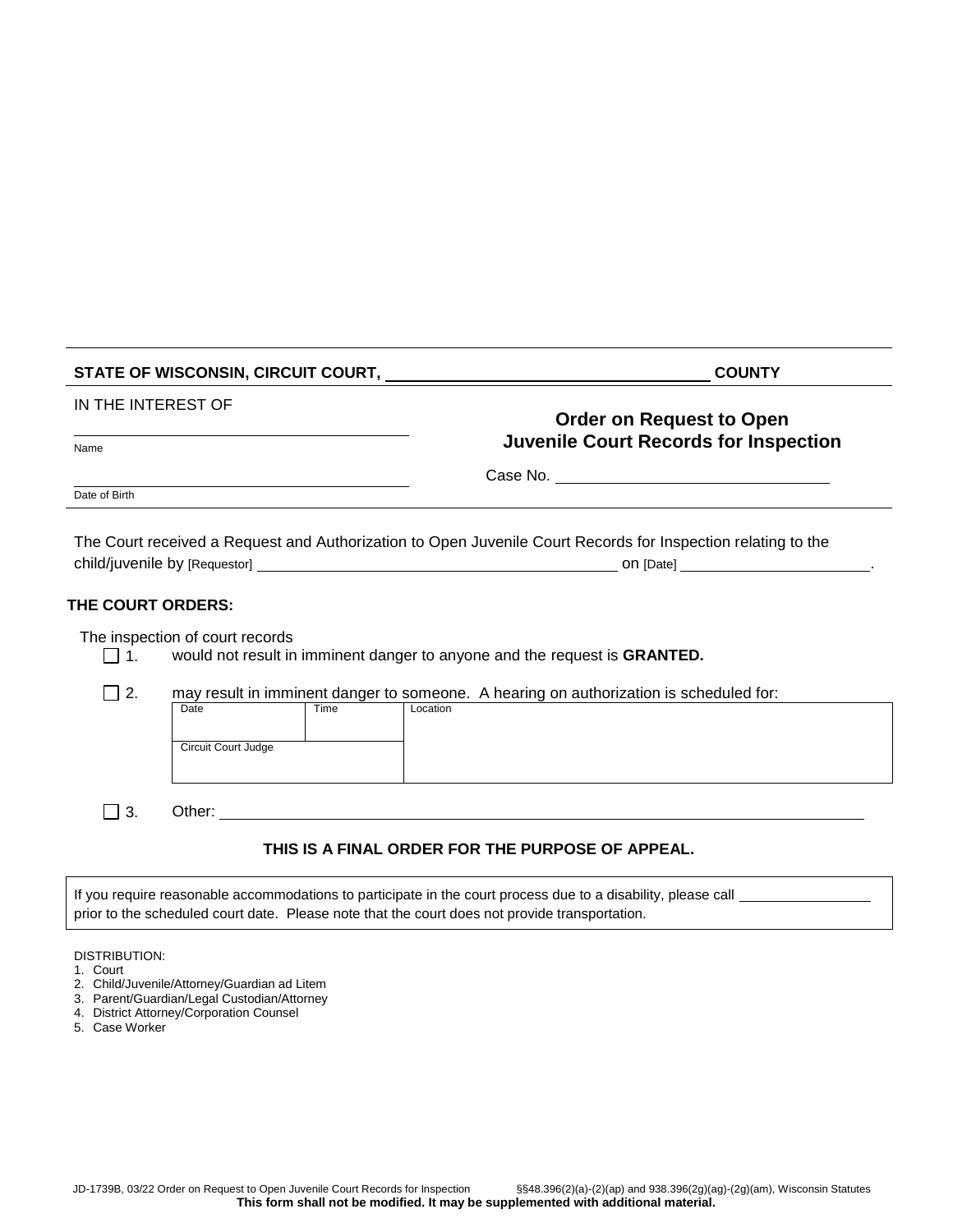**STATE OF WISCONSIN, CIRCUIT COURT, \_\_\_\_\_\_\_\_\_\_\_\_\_\_\_\_\_\_\_\_\_\_\_\_\_\_\_\_\_\_ COUNTY**

IN THE INTEREST OF

\_\_\_\_\_\_\_\_\_\_\_\_\_\_\_\_\_\_\_\_\_\_\_\_\_\_\_\_\_\_
Name

\_\_\_\_\_\_\_\_\_\_\_\_\_\_\_\_\_\_\_\_\_\_\_\_\_\_\_\_\_\_
Date of Birth

## Order on Request to Open Juvenile Court Records for Inspection

Case No. \_\_\_\_\_\_\_\_\_\_\_\_\_\_\_\_\_\_\_\_\_\_\_\_

The Court received a Request and Authorization to Open Juvenile Court Records for Inspection relating to the child/juvenile by [Requestor] \_\_\_\_\_\_\_\_\_\_\_\_\_\_\_\_\_\_\_\_\_\_\_\_\_\_\_\_\_\_ on [Date] \_\_\_\_\_\_\_\_\_\_\_\_\_\_\_\_\_\_.

**THE COURT ORDERS:**

The inspection of court records

☐ 1. would not result in imminent danger to anyone and the request is **GRANTED.**

☐ 2. may result in imminent danger to someone. A hearing on authorization is scheduled for:

| Date | Time | Location |
|---|---|---|
| | | |
| Circuit Court Judge | | |
| | | |

☐ 3. Other: \_\_\_\_\_\_\_\_\_\_\_\_\_\_\_\_\_\_\_\_\_\_\_\_\_\_\_\_\_\_\_\_\_\_\_\_\_\_\_\_\_\_\_\_\_\_\_\_\_\_\_\_\_\_\_\_

**THIS IS A FINAL ORDER FOR THE PURPOSE OF APPEAL.**

If you require reasonable accommodations to participate in the court process due to a disability, please call \_\_\_\_\_\_\_\_\_\_\_\_\_\_ prior to the scheduled court date. Please note that the court does not provide transportation.

DISTRIBUTION:
1. Court
2. Child/Juvenile/Attorney/Guardian ad Litem
3. Parent/Guardian/Legal Custodian/Attorney
4. District Attorney/Corporation Counsel
5. Case Worker

JD-1739B, 03/22 Order on Request to Open Juvenile Court Records for Inspection §§48.396(2)(a)-(2)(ap) and 938.396(2g)(ag)-(2g)(am), Wisconsin Statutes

**This form shall not be modified. It may be supplemented with additional material.**